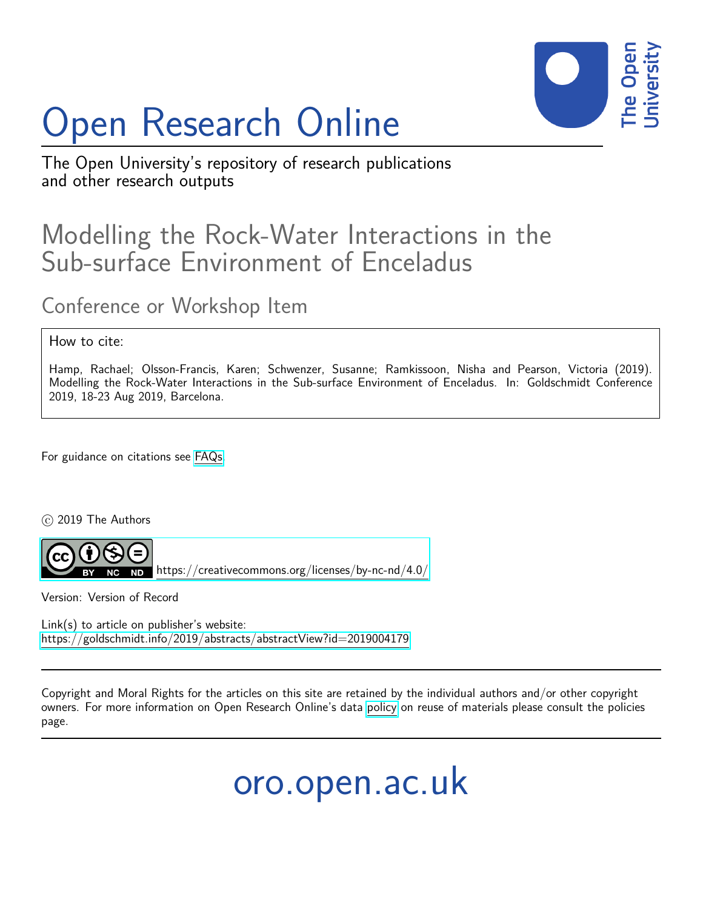# Open Research Online

The Open University's repository of research publications and other research outputs

## Modelling the Rock-Water Interactions in the Sub-surface Environment of Enceladus

### Conference or Workshop Item

How to cite:

Hamp, Rachael; Olsson-Francis, Karen; Schwenzer, Susanne; Ramkissoon, Nisha and Pearson, Victoria (2019). Modelling the Rock-Water Interactions in the Sub-surface Environment of Enceladus. In: Goldschmidt Conference 2019, 18-23 Aug 2019, Barcelona.

For guidance on citations see FAQs.

© 2019 The Authors

https://creativecommons.org/licenses/by-nc-nd/4.0/

Version: Version of Record

Link(s) to article on publisher's website:
https://goldschmidt.info/2019/abstracts/abstractView?id=2019004179

Copyright and Moral Rights for the articles on this site are retained by the individual authors and/or other copyright owners. For more information on Open Research Online's data policy on reuse of materials please consult the policies page.

oro.open.ac.uk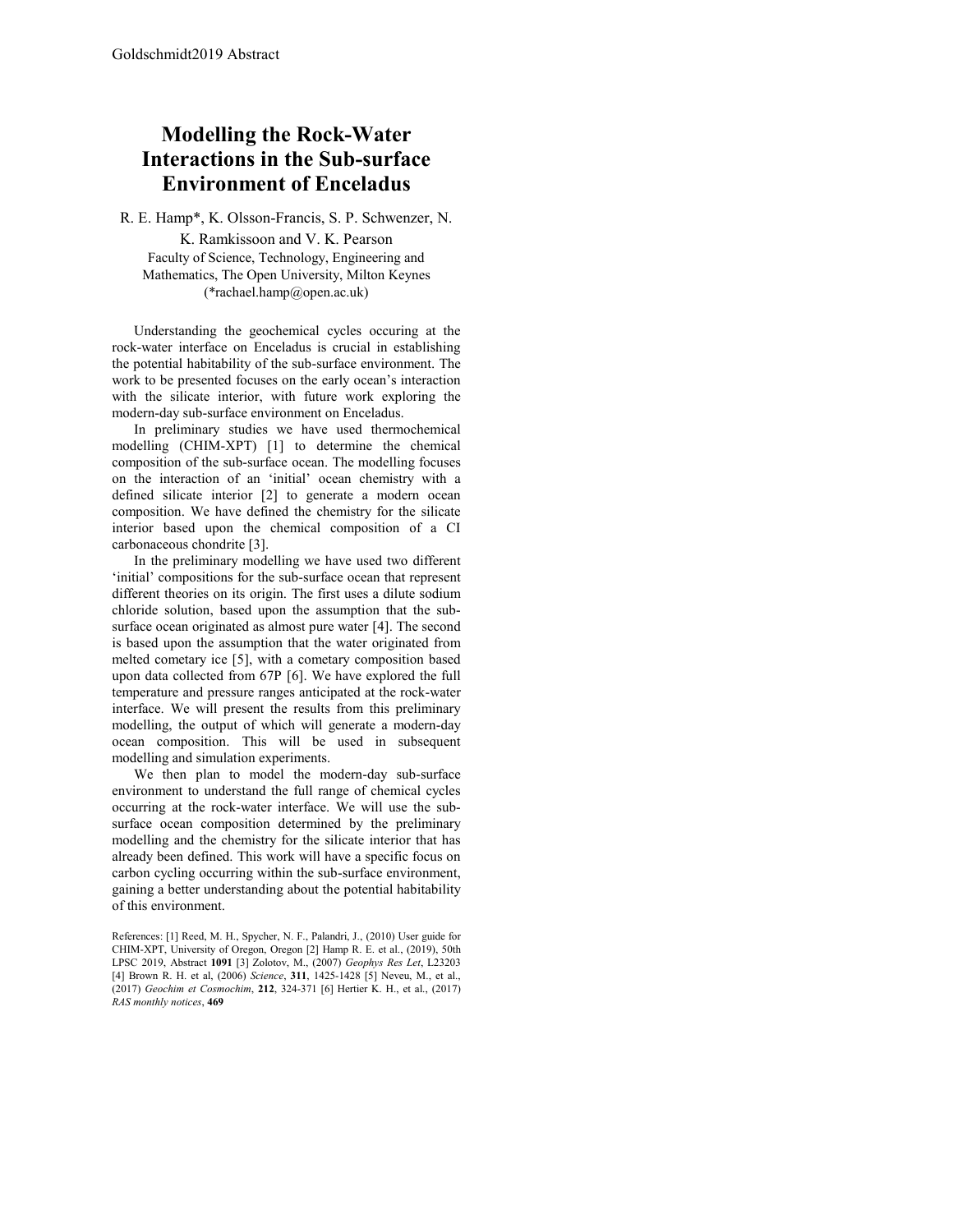# Modelling the Rock-Water Interactions in the Sub-surface Environment of Enceladus

R. E. Hamp*, K. Olsson-Francis, S. P. Schwenzer, N. K. Ramkissoon and V. K. Pearson

Faculty of Science, Technology, Engineering and Mathematics, The Open University, Milton Keynes (*rachael.hamp@open.ac.uk)

Understanding the geochemical cycles occuring at the rock-water interface on Enceladus is crucial in establishing the potential habitability of the sub-surface environment. The work to be presented focuses on the early ocean's interaction with the silicate interior, with future work exploring the modern-day sub-surface environment on Enceladus.

In preliminary studies we have used thermochemical modelling (CHIM-XPT) [1] to determine the chemical composition of the sub-surface ocean. The modelling focuses on the interaction of an 'initial' ocean chemistry with a defined silicate interior [2] to generate a modern ocean composition. We have defined the chemistry for the silicate interior based upon the chemical composition of a CI carbonaceous chondrite [3].

In the preliminary modelling we have used two different 'initial' compositions for the sub-surface ocean that represent different theories on its origin. The first uses a dilute sodium chloride solution, based upon the assumption that the sub-surface ocean originated as almost pure water [4]. The second is based upon the assumption that the water originated from melted cometary ice [5], with a cometary composition based upon data collected from 67P [6]. We have explored the full temperature and pressure ranges anticipated at the rock-water interface. We will present the results from this preliminary modelling, the output of which will generate a modern-day ocean composition. This will be used in subsequent modelling and simulation experiments.

We then plan to model the modern-day sub-surface environment to understand the full range of chemical cycles occurring at the rock-water interface. We will use the sub-surface ocean composition determined by the preliminary modelling and the chemistry for the silicate interior that has already been defined. This work will have a specific focus on carbon cycling occurring within the sub-surface environment, gaining a better understanding about the potential habitability of this environment.

References: [1] Reed, M. H., Spycher, N. F., Palandri, J., (2010) User guide for CHIM-XPT, University of Oregon, Oregon [2] Hamp R. E. et al., (2019), 50th LPSC 2019, Abstract **1091** [3] Zolotov, M., (2007) *Geophys Res Let*, L23203 [4] Brown R. H. et al, (2006) *Science*, **311**, 1425-1428 [5] Neveu, M., et al., (2017) *Geochim et Cosmochim*, **212**, 324-371 [6] Hertier K. H., et al., (2017) *RAS monthly notices*, **469**